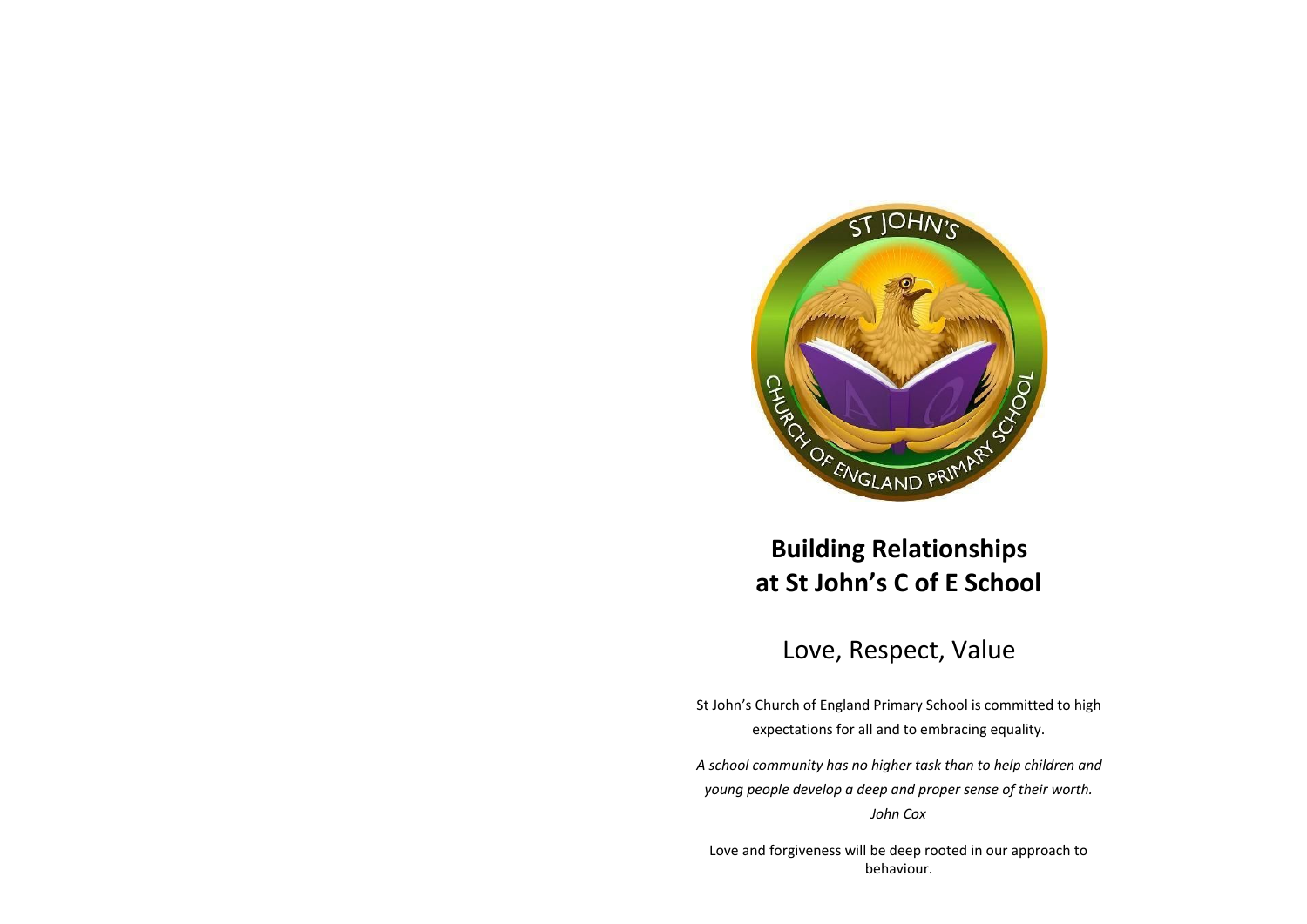# Building Relationships at St John's C of E School

## Love, Respect, Value

St John's Church of England Primary School is committed to high expectations for all and to embracing equality.

*A school community has no higher task than to help children and young people develop a deep and proper sense of their worth.*
*John Cox*

Love and forgiveness will be deep rooted in our approach to behaviour.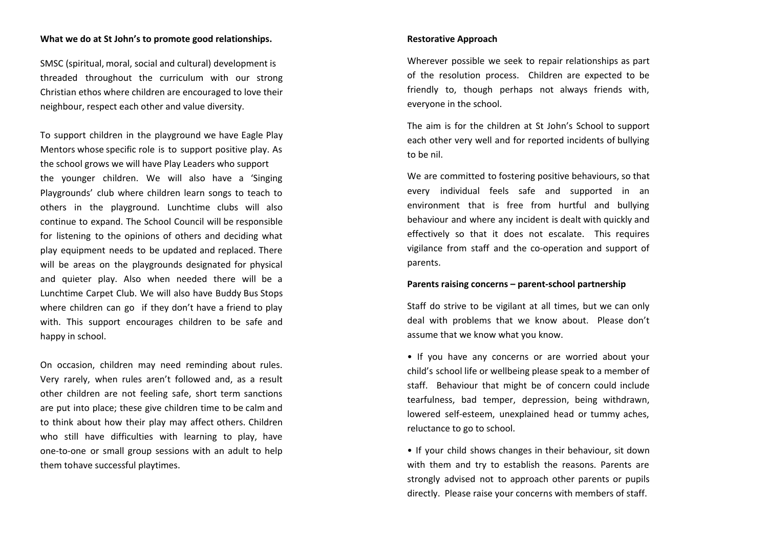**What we do at St John's to promote good relationships.**

SMSC (spiritual, moral, social and cultural) development is threaded throughout the curriculum with our strong Christian ethos where children are encouraged to love their neighbour, respect each other and value diversity.

To support children in the playground we have Eagle Play Mentors whose specific role is to support positive play. As the school grows we will have Play Leaders who support the younger children. We will also have a 'Singing Playgrounds' club where children learn songs to teach to others in the playground. Lunchtime clubs will also continue to expand. The School Council will be responsible for listening to the opinions of others and deciding what play equipment needs to be updated and replaced. There will be areas on the playgrounds designated for physical and quieter play. Also when needed there will be a Lunchtime Carpet Club. We will also have Buddy Bus Stops where children can go if they don't have a friend to play with. This support encourages children to be safe and happy in school.

On occasion, children may need reminding about rules. Very rarely, when rules aren't followed and, as a result other children are not feeling safe, short term sanctions are put into place; these give children time to be calm and to think about how their play may affect others. Children who still have difficulties with learning to play, have one-to-one or small group sessions with an adult to help them tohave successful playtimes.

**Restorative Approach**

Wherever possible we seek to repair relationships as part of the resolution process. Children are expected to be friendly to, though perhaps not always friends with, everyone in the school.

The aim is for the children at St John's School to support each other very well and for reported incidents of bullying to be nil.

We are committed to fostering positive behaviours, so that every individual feels safe and supported in an environment that is free from hurtful and bullying behaviour and where any incident is dealt with quickly and effectively so that it does not escalate. This requires vigilance from staff and the co-operation and support of parents.

**Parents raising concerns – parent-school partnership**

Staff do strive to be vigilant at all times, but we can only deal with problems that we know about. Please don't assume that we know what you know.

- If you have any concerns or are worried about your child's school life or wellbeing please speak to a member of staff. Behaviour that might be of concern could include tearfulness, bad temper, depression, being withdrawn, lowered self-esteem, unexplained head or tummy aches, reluctance to go to school.
- If your child shows changes in their behaviour, sit down with them and try to establish the reasons. Parents are strongly advised not to approach other parents or pupils directly. Please raise your concerns with members of staff.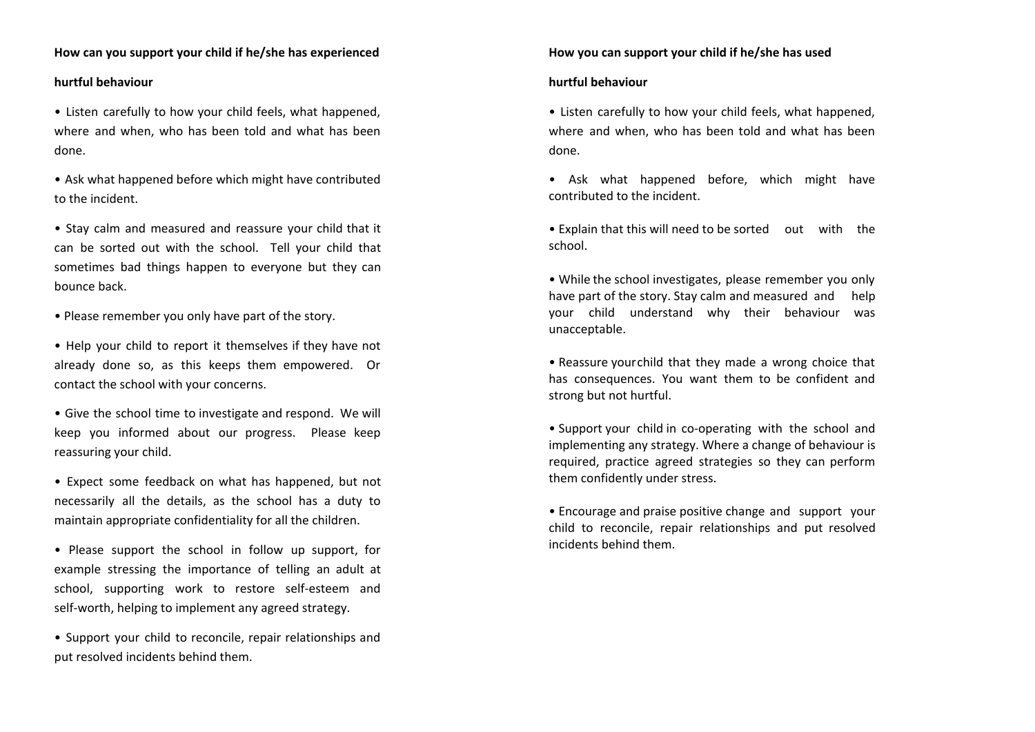**How can you support your child if he/she has experienced hurtful behaviour**

- Listen carefully to how your child feels, what happened, where and when, who has been told and what has been done.
- Ask what happened before which might have contributed to the incident.
- Stay calm and measured and reassure your child that it can be sorted out with the school. Tell your child that sometimes bad things happen to everyone but they can bounce back.
- Please remember you only have part of the story.
- Help your child to report it themselves if they have not already done so, as this keeps them empowered. Or contact the school with your concerns.
- Give the school time to investigate and respond. We will keep you informed about our progress. Please keep reassuring your child.
- Expect some feedback on what has happened, but not necessarily all the details, as the school has a duty to maintain appropriate confidentiality for all the children.
- Please support the school in follow up support, for example stressing the importance of telling an adult at school, supporting work to restore self-esteem and self-worth, helping to implement any agreed strategy.
- Support your child to reconcile, repair relationships and put resolved incidents behind them.

**How you can support your child if he/she has used hurtful behaviour**

- Listen carefully to how your child feels, what happened, where and when, who has been told and what has been done.
- Ask what happened before, which might have contributed to the incident.
- Explain that this will need to be sorted out with the school.
- While the school investigates, please remember you only have part of the story. Stay calm and measured and help your child understand why their behaviour was unacceptable.
- Reassure your child that they made a wrong choice that has consequences. You want them to be confident and strong but not hurtful.
- Support your child in co-operating with the school and implementing any strategy. Where a change of behaviour is required, practice agreed strategies so they can perform them confidently under stress.
- Encourage and praise positive change and support your child to reconcile, repair relationships and put resolved incidents behind them.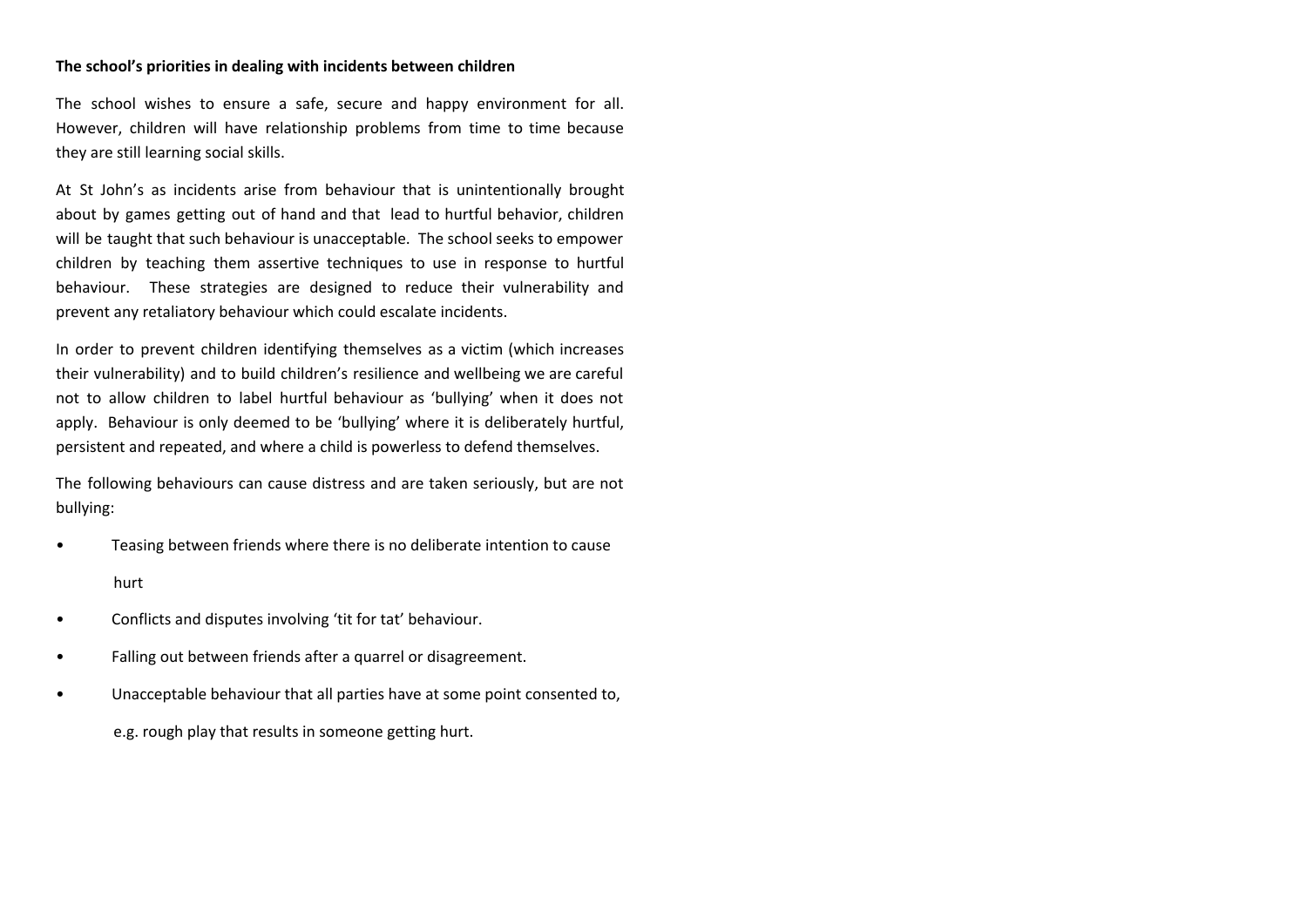**The school's priorities in dealing with incidents between children**

The school wishes to ensure a safe, secure and happy environment for all. However, children will have relationship problems from time to time because they are still learning social skills.

At St John's as incidents arise from behaviour that is unintentionally brought about by games getting out of hand and that lead to hurtful behavior, children will be taught that such behaviour is unacceptable. The school seeks to empower children by teaching them assertive techniques to use in response to hurtful behaviour. These strategies are designed to reduce their vulnerability and prevent any retaliatory behaviour which could escalate incidents.

In order to prevent children identifying themselves as a victim (which increases their vulnerability) and to build children's resilience and wellbeing we are careful not to allow children to label hurtful behaviour as 'bullying' when it does not apply. Behaviour is only deemed to be 'bullying' where it is deliberately hurtful, persistent and repeated, and where a child is powerless to defend themselves.

The following behaviours can cause distress and are taken seriously, but are not bullying:

- Teasing between friends where there is no deliberate intention to cause hurt
- Conflicts and disputes involving 'tit for tat' behaviour.
- Falling out between friends after a quarrel or disagreement.
- Unacceptable behaviour that all parties have at some point consented to, e.g. rough play that results in someone getting hurt.